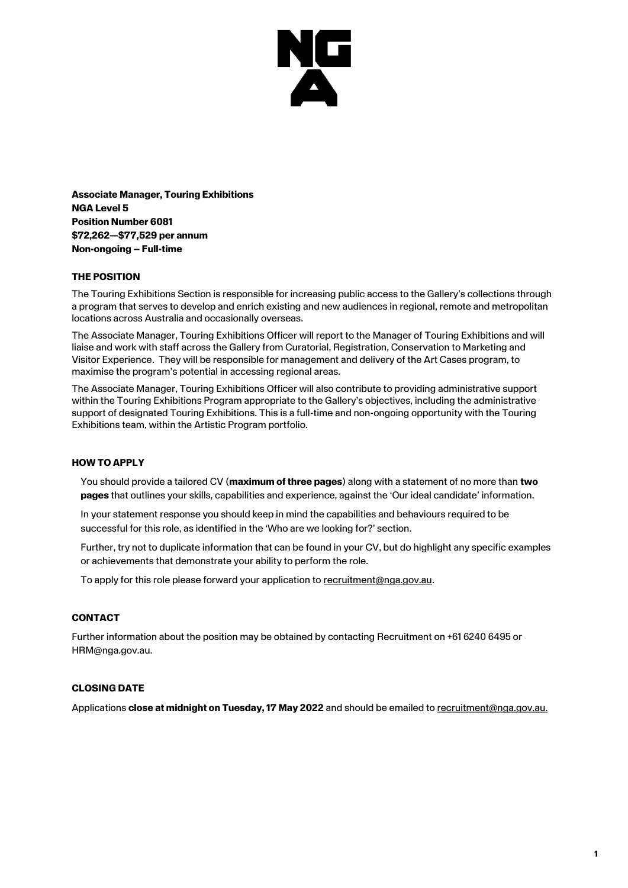**Associate Manager, Touring Exhibitions**
**NGA Level 5**
**Position Number 6081**
**$72,262—$77,529 per annum**
**Non-ongoing – Full-time**

## THE POSITION

The Touring Exhibitions Section is responsible for increasing public access to the Gallery's collections through a program that serves to develop and enrich existing and new audiences in regional, remote and metropolitan locations across Australia and occasionally overseas.

The Associate Manager, Touring Exhibitions Officer will report to the Manager of Touring Exhibitions and will liaise and work with staff across the Gallery from Curatorial, Registration, Conservation to Marketing and Visitor Experience. They will be responsible for management and delivery of the Art Cases program, to maximise the program's potential in accessing regional areas.

The Associate Manager, Touring Exhibitions Officer will also contribute to providing administrative support within the Touring Exhibitions Program appropriate to the Gallery's objectives, including the administrative support of designated Touring Exhibitions. This is a full-time and non-ongoing opportunity with the Touring Exhibitions team, within the Artistic Program portfolio.

## HOW TO APPLY

You should provide a tailored CV (**maximum of three pages**) along with a statement of no more than **two pages** that outlines your skills, capabilities and experience, against the 'Our ideal candidate' information.

In your statement response you should keep in mind the capabilities and behaviours required to be successful for this role, as identified in the 'Who are we looking for?' section.

Further, try not to duplicate information that can be found in your CV, but do highlight any specific examples or achievements that demonstrate your ability to perform the role.

To apply for this role please forward your application to recruitment@nga.gov.au.

## CONTACT

Further information about the position may be obtained by contacting Recruitment on +61 6240 6495 or HRM@nga.gov.au.

## CLOSING DATE

Applications **close at midnight on Tuesday, 17 May 2022** and should be emailed to recruitment@nga.gov.au.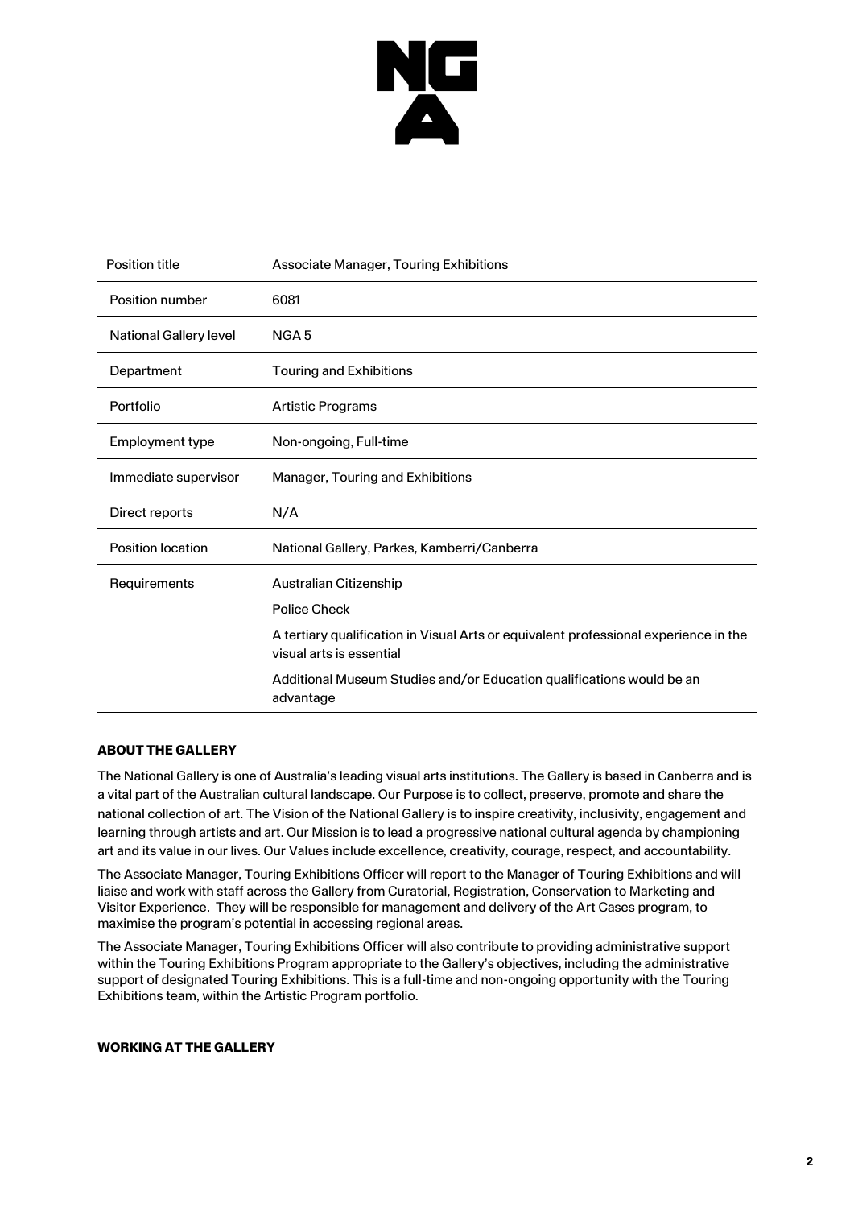| Position title | Associate Manager, Touring Exhibitions |
| --- | --- |
| Position number | 6081 |
| National Gallery level | NGA 5 |
| Department | Touring and Exhibitions |
| Portfolio | Artistic Programs |
| Employment type | Non-ongoing, Full-time |
| Immediate supervisor | Manager, Touring and Exhibitions |
| Direct reports | N/A |
| Position location | National Gallery, Parkes, Kamberri/Canberra |
| Requirements | Australian Citizenship<br>Police Check<br>A tertiary qualification in Visual Arts or equivalent professional experience in the visual arts is essential<br>Additional Museum Studies and/or Education qualifications would be an advantage |

**ABOUT THE GALLERY**

The National Gallery is one of Australia's leading visual arts institutions. The Gallery is based in Canberra and is a vital part of the Australian cultural landscape. Our Purpose is to collect, preserve, promote and share the national collection of art. The Vision of the National Gallery is to inspire creativity, inclusivity, engagement and learning through artists and art. Our Mission is to lead a progressive national cultural agenda by championing art and its value in our lives. Our Values include excellence, creativity, courage, respect, and accountability.

The Associate Manager, Touring Exhibitions Officer will report to the Manager of Touring Exhibitions and will liaise and work with staff across the Gallery from Curatorial, Registration, Conservation to Marketing and Visitor Experience. They will be responsible for management and delivery of the Art Cases program, to maximise the program's potential in accessing regional areas.

The Associate Manager, Touring Exhibitions Officer will also contribute to providing administrative support within the Touring Exhibitions Program appropriate to the Gallery's objectives, including the administrative support of designated Touring Exhibitions. This is a full-time and non-ongoing opportunity with the Touring Exhibitions team, within the Artistic Program portfolio.

**WORKING AT THE GALLERY**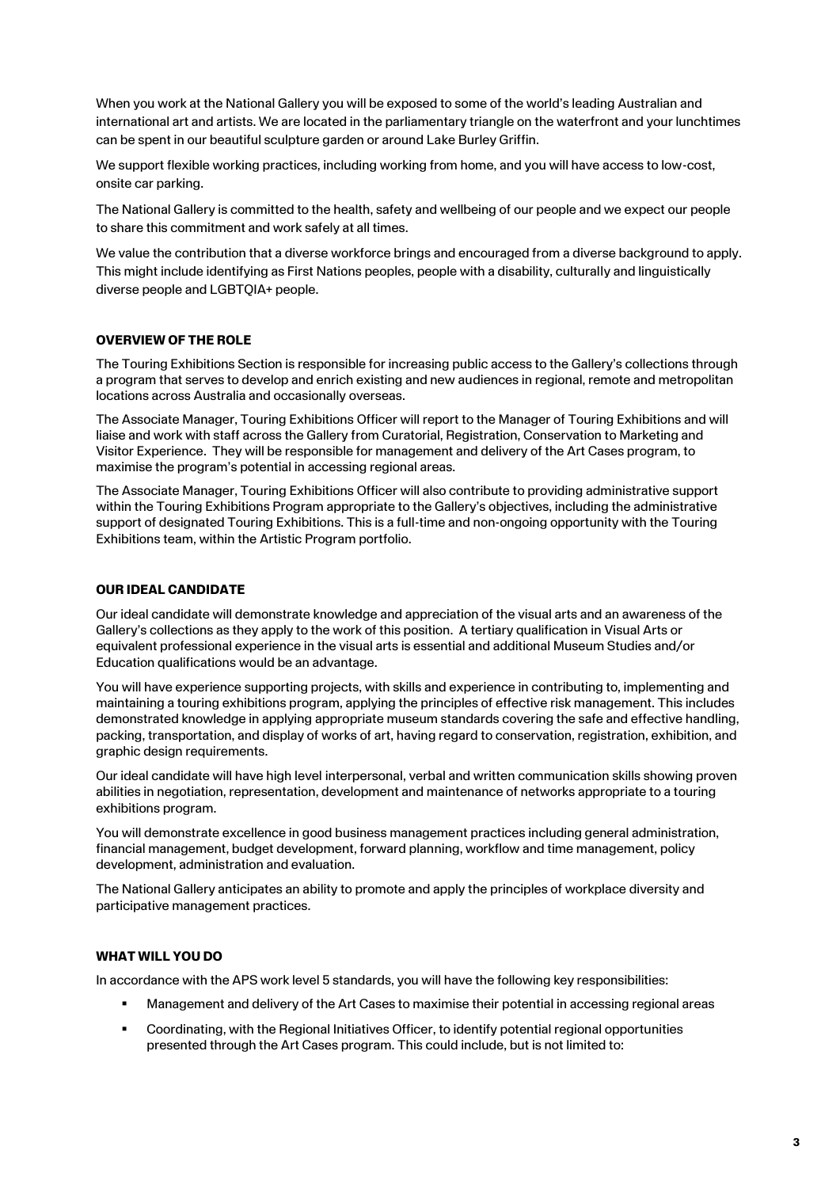When you work at the National Gallery you will be exposed to some of the world's leading Australian and international art and artists. We are located in the parliamentary triangle on the waterfront and your lunchtimes can be spent in our beautiful sculpture garden or around Lake Burley Griffin.

We support flexible working practices, including working from home, and you will have access to low-cost, onsite car parking.

The National Gallery is committed to the health, safety and wellbeing of our people and we expect our people to share this commitment and work safely at all times.

We value the contribution that a diverse workforce brings and encouraged from a diverse background to apply. This might include identifying as First Nations peoples, people with a disability, culturally and linguistically diverse people and LGBTQIA+ people.

## OVERVIEW OF THE ROLE

The Touring Exhibitions Section is responsible for increasing public access to the Gallery's collections through a program that serves to develop and enrich existing and new audiences in regional, remote and metropolitan locations across Australia and occasionally overseas.

The Associate Manager, Touring Exhibitions Officer will report to the Manager of Touring Exhibitions and will liaise and work with staff across the Gallery from Curatorial, Registration, Conservation to Marketing and Visitor Experience. They will be responsible for management and delivery of the Art Cases program, to maximise the program's potential in accessing regional areas.

The Associate Manager, Touring Exhibitions Officer will also contribute to providing administrative support within the Touring Exhibitions Program appropriate to the Gallery's objectives, including the administrative support of designated Touring Exhibitions. This is a full-time and non-ongoing opportunity with the Touring Exhibitions team, within the Artistic Program portfolio.

## OUR IDEAL CANDIDATE

Our ideal candidate will demonstrate knowledge and appreciation of the visual arts and an awareness of the Gallery's collections as they apply to the work of this position. A tertiary qualification in Visual Arts or equivalent professional experience in the visual arts is essential and additional Museum Studies and/or Education qualifications would be an advantage.

You will have experience supporting projects, with skills and experience in contributing to, implementing and maintaining a touring exhibitions program, applying the principles of effective risk management. This includes demonstrated knowledge in applying appropriate museum standards covering the safe and effective handling, packing, transportation, and display of works of art, having regard to conservation, registration, exhibition, and graphic design requirements.

Our ideal candidate will have high level interpersonal, verbal and written communication skills showing proven abilities in negotiation, representation, development and maintenance of networks appropriate to a touring exhibitions program.

You will demonstrate excellence in good business management practices including general administration, financial management, budget development, forward planning, workflow and time management, policy development, administration and evaluation.

The National Gallery anticipates an ability to promote and apply the principles of workplace diversity and participative management practices.

## WHAT WILL YOU DO

In accordance with the APS work level 5 standards, you will have the following key responsibilities:

- Management and delivery of the Art Cases to maximise their potential in accessing regional areas
- Coordinating, with the Regional Initiatives Officer, to identify potential regional opportunities presented through the Art Cases program. This could include, but is not limited to: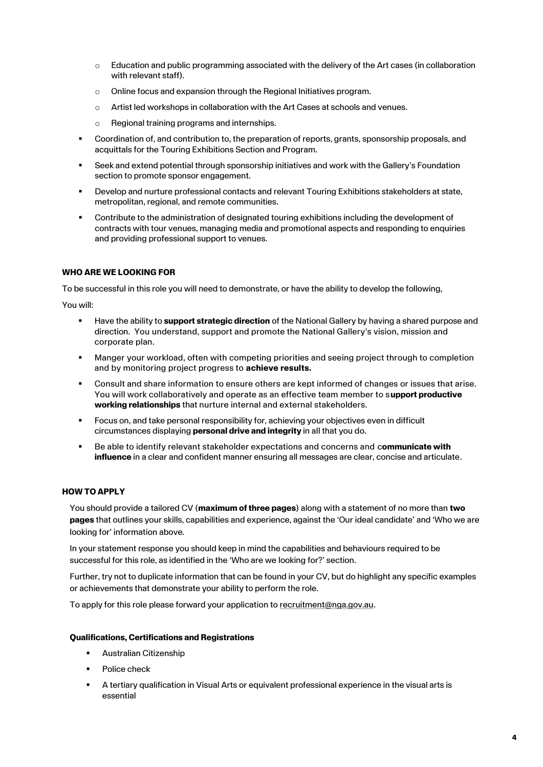- Education and public programming associated with the delivery of the Art cases (in collaboration with relevant staff).
    - Online focus and expansion through the Regional Initiatives program.
    - Artist led workshops in collaboration with the Art Cases at schools and venues.
    - Regional training programs and internships.
- Coordination of, and contribution to, the preparation of reports, grants, sponsorship proposals, and acquittals for the Touring Exhibitions Section and Program.
- Seek and extend potential through sponsorship initiatives and work with the Gallery's Foundation section to promote sponsor engagement.
- Develop and nurture professional contacts and relevant Touring Exhibitions stakeholders at state, metropolitan, regional, and remote communities.
- Contribute to the administration of designated touring exhibitions including the development of contracts with tour venues, managing media and promotional aspects and responding to enquiries and providing professional support to venues.

**WHO ARE WE LOOKING FOR**

To be successful in this role you will need to demonstrate, or have the ability to develop the following,

You will:

- Have the ability to **support strategic direction** of the National Gallery by having a shared purpose and direction. You understand, support and promote the National Gallery's vision, mission and corporate plan.
- Manger your workload, often with competing priorities and seeing project through to completion and by monitoring project progress to **achieve results.**
- Consult and share information to ensure others are kept informed of changes or issues that arise. You will work collaboratively and operate as an effective team member to s**upport productive working relationships** that nurture internal and external stakeholders.
- Focus on, and take personal responsibility for, achieving your objectives even in difficult circumstances displaying **personal drive and integrity** in all that you do.
- Be able to identify relevant stakeholder expectations and concerns and c**ommunicate with influence** in a clear and confident manner ensuring all messages are clear, concise and articulate.

**HOW TO APPLY**

You should provide a tailored CV (**maximum of three pages**) along with a statement of no more than **two pages** that outlines your skills, capabilities and experience, against the 'Our ideal candidate' and 'Who we are looking for' information above.

In your statement response you should keep in mind the capabilities and behaviours required to be successful for this role, as identified in the 'Who are we looking for?' section.

Further, try not to duplicate information that can be found in your CV, but do highlight any specific examples or achievements that demonstrate your ability to perform the role.

To apply for this role please forward your application to recruitment@nga.gov.au.

**Qualifications, Certifications and Registrations**

- Australian Citizenship
- Police check
- A tertiary qualification in Visual Arts or equivalent professional experience in the visual arts is essential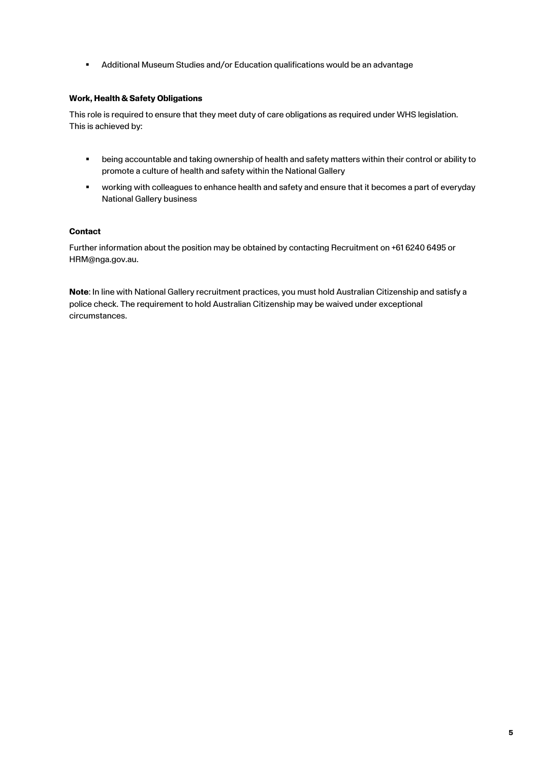- Additional Museum Studies and/or Education qualifications would be an advantage

**Work, Health & Safety Obligations**

This role is required to ensure that they meet duty of care obligations as required under WHS legislation. This is achieved by:

- being accountable and taking ownership of health and safety matters within their control or ability to promote a culture of health and safety within the National Gallery
- working with colleagues to enhance health and safety and ensure that it becomes a part of everyday National Gallery business

**Contact**

Further information about the position may be obtained by contacting Recruitment on +61 6240 6495 or HRM@nga.gov.au.

**Note**: In line with National Gallery recruitment practices, you must hold Australian Citizenship and satisfy a police check. The requirement to hold Australian Citizenship may be waived under exceptional circumstances.